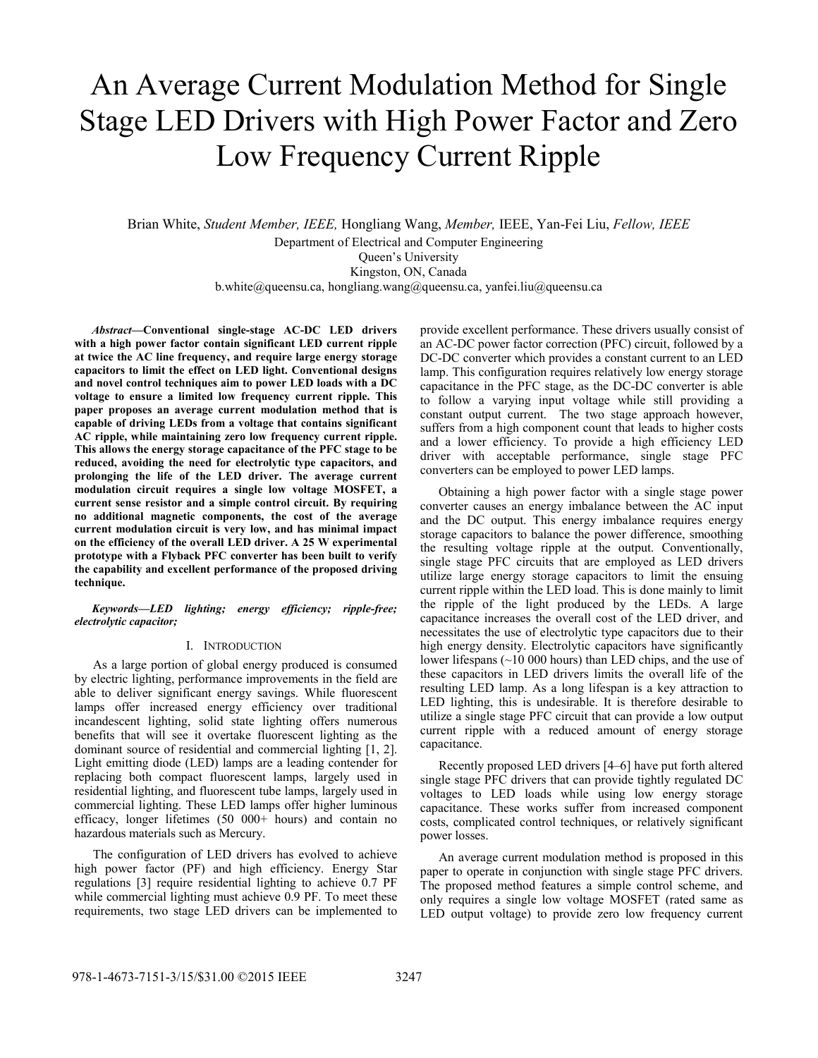# An Average Current Modulation Method for Single Stage LED Drivers with High Power Factor and Zero Low Frequency Current Ripple

Brian White, *Student Member, IEEE,* Hongliang Wang, *Member,* IEEE, Yan-Fei Liu, *Fellow, IEEE*

Department of Electrical and Computer Engineering
Queen's University
Kingston, ON, Canada
b.white@queensu.ca, hongliang.wang@queensu.ca, yanfei.liu@queensu.ca

***Abstract*—Conventional single-stage AC-DC LED drivers with a high power factor contain significant LED current ripple at twice the AC line frequency, and require large energy storage capacitors to limit the effect on LED light. Conventional designs and novel control techniques aim to power LED loads with a DC voltage to ensure a limited low frequency current ripple. This paper proposes an average current modulation method that is capable of driving LEDs from a voltage that contains significant AC ripple, while maintaining zero low frequency current ripple. This allows the energy storage capacitance of the PFC stage to be reduced, avoiding the need for electrolytic type capacitors, and prolonging the life of the LED driver. The average current modulation circuit requires a single low voltage MOSFET, a current sense resistor and a simple control circuit. By requiring no additional magnetic components, the cost of the average current modulation circuit is very low, and has minimal impact on the efficiency of the overall LED driver. A 25 W experimental prototype with a Flyback PFC converter has been built to verify the capability and excellent performance of the proposed driving technique.**

***Keywords—LED lighting; energy efficiency; ripple-free; electrolytic capacitor;***

## I. INTRODUCTION

As a large portion of global energy produced is consumed by electric lighting, performance improvements in the field are able to deliver significant energy savings. While fluorescent lamps offer increased energy efficiency over traditional incandescent lighting, solid state lighting offers numerous benefits that will see it overtake fluorescent lighting as the dominant source of residential and commercial lighting [1, 2]. Light emitting diode (LED) lamps are a leading contender for replacing both compact fluorescent lamps, largely used in residential lighting, and fluorescent tube lamps, largely used in commercial lighting. These LED lamps offer higher luminous efficacy, longer lifetimes (50 000+ hours) and contain no hazardous materials such as Mercury.

The configuration of LED drivers has evolved to achieve high power factor (PF) and high efficiency. Energy Star regulations [3] require residential lighting to achieve 0.7 PF while commercial lighting must achieve 0.9 PF. To meet these requirements, two stage LED drivers can be implemented to provide excellent performance. These drivers usually consist of an AC-DC power factor correction (PFC) circuit, followed by a DC-DC converter which provides a constant current to an LED lamp. This configuration requires relatively low energy storage capacitance in the PFC stage, as the DC-DC converter is able to follow a varying input voltage while still providing a constant output current. The two stage approach however, suffers from a high component count that leads to higher costs and a lower efficiency. To provide a high efficiency LED driver with acceptable performance, single stage PFC converters can be employed to power LED lamps.

Obtaining a high power factor with a single stage power converter causes an energy imbalance between the AC input and the DC output. This energy imbalance requires energy storage capacitors to balance the power difference, smoothing the resulting voltage ripple at the output. Conventionally, single stage PFC circuits that are employed as LED drivers utilize large energy storage capacitors to limit the ensuing current ripple within the LED load. This is done mainly to limit the ripple of the light produced by the LEDs. A large capacitance increases the overall cost of the LED driver, and necessitates the use of electrolytic type capacitors due to their high energy density. Electrolytic capacitors have significantly lower lifespans (~10 000 hours) than LED chips, and the use of these capacitors in LED drivers limits the overall life of the resulting LED lamp. As a long lifespan is a key attraction to LED lighting, this is undesirable. It is therefore desirable to utilize a single stage PFC circuit that can provide a low output current ripple with a reduced amount of energy storage capacitance.

Recently proposed LED drivers [4–6] have put forth altered single stage PFC drivers that can provide tightly regulated DC voltages to LED loads while using low energy storage capacitance. These works suffer from increased component costs, complicated control techniques, or relatively significant power losses.

An average current modulation method is proposed in this paper to operate in conjunction with single stage PFC drivers. The proposed method features a simple control scheme, and only requires a single low voltage MOSFET (rated same as LED output voltage) to provide zero low frequency current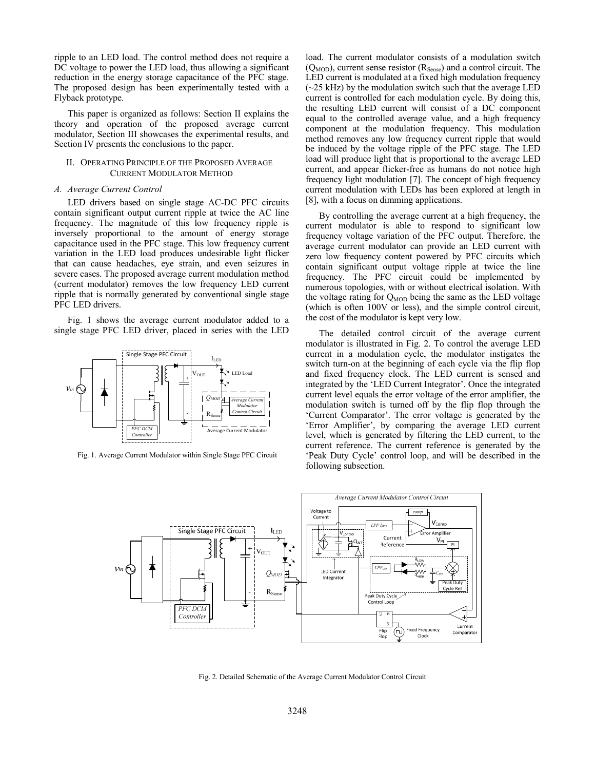ripple to an LED load. The control method does not require a DC voltage to power the LED load, thus allowing a significant reduction in the energy storage capacitance of the PFC stage. The proposed design has been experimentally tested with a Flyback prototype.

This paper is organized as follows: Section II explains the theory and operation of the proposed average current modulator, Section III showcases the experimental results, and Section IV presents the conclusions to the paper.

## II. Operating Principle of the Proposed Average Current Modulator Method

### *A. Average Current Control*

LED drivers based on single stage AC-DC PFC circuits contain significant output current ripple at twice the AC line frequency. The magnitude of this low frequency ripple is inversely proportional to the amount of energy storage capacitance used in the PFC stage. This low frequency current variation in the LED load produces undesirable light flicker that can cause headaches, eye strain, and even seizures in severe cases. The proposed average current modulation method (current modulator) removes the low frequency LED current ripple that is normally generated by conventional single stage PFC LED drivers.

Fig. 1 shows the average current modulator added to a single stage PFC LED driver, placed in series with the LED load. The current modulator consists of a modulation switch ($Q_{MOD}$), current sense resistor ($R_{Sense}$) and a control circuit. The LED current is modulated at a fixed high modulation frequency (~25 kHz) by the modulation switch such that the average LED current is controlled for each modulation cycle. By doing this, the resulting LED current will consist of a DC component equal to the controlled average value, and a high frequency component at the modulation frequency. This modulation method removes any low frequency current ripple that would be induced by the voltage ripple of the PFC stage. The LED load will produce light that is proportional to the average LED current, and appear flicker-free as humans do not notice high frequency light modulation [7]. The concept of high frequency current modulation with LEDs has been explored at length in [8], with a focus on dimming applications.

Fig. 1. Average Current Modulator within Single Stage PFC Circuit

By controlling the average current at a high frequency, the current modulator is able to respond to significant low frequency voltage variation of the PFC output. Therefore, the average current modulator can provide an LED current with zero low frequency content powered by PFC circuits which contain significant output voltage ripple at twice the line frequency. The PFC circuit could be implemented by numerous topologies, with or without electrical isolation. With the voltage rating for $Q_{MOD}$ being the same as the LED voltage (which is often 100V or less), and the simple control circuit, the cost of the modulator is kept very low.

The detailed control circuit of the average current modulator is illustrated in Fig. 2. To control the average LED current in a modulation cycle, the modulator instigates the switch turn-on at the beginning of each cycle via the flip flop and fixed frequency clock. The LED current is sensed and integrated by the 'LED Current Integrator'. Once the integrated current level equals the error voltage of the error amplifier, the modulation switch is turned off by the flip flop through the 'Current Comparator'. The error voltage is generated by the 'Error Amplifier', by comparing the average LED current level, which is generated by filtering the LED current, to the current reference. The current reference is generated by the 'Peak Duty Cycle' control loop, and will be described in the following subsection.

Fig. 2. Detailed Schematic of the Average Current Modulator Control Circuit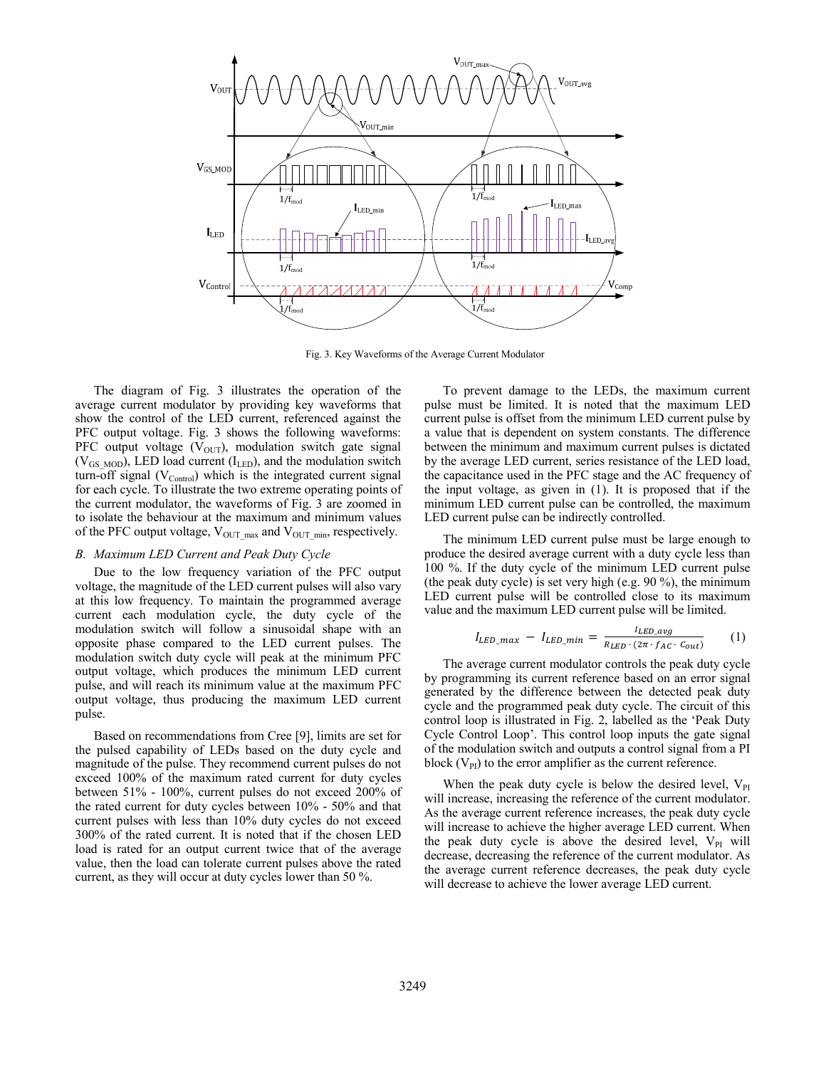Fig. 3. Key Waveforms of the Average Current Modulator

The diagram of Fig. 3 illustrates the operation of the average current modulator by providing key waveforms that show the control of the LED current, referenced against the PFC output voltage. Fig. 3 shows the following waveforms: PFC output voltage ($V_{OUT}$), modulation switch gate signal ($V_{GS\_MOD}$), LED load current ($I_{LED}$), and the modulation switch turn-off signal ($V_{Control}$) which is the integrated current signal for each cycle. To illustrate the two extreme operating points of the current modulator, the waveforms of Fig. 3 are zoomed in to isolate the behaviour at the maximum and minimum values of the PFC output voltage, $V_{OUT\_max}$ and $V_{OUT\_min}$, respectively.

### *B. Maximum LED Current and Peak Duty Cycle*

Due to the low frequency variation of the PFC output voltage, the magnitude of the LED current pulses will also vary at this low frequency. To maintain the programmed average current each modulation cycle, the duty cycle of the modulation switch will follow a sinusoidal shape with an opposite phase compared to the LED current pulses. The modulation switch duty cycle will peak at the minimum PFC output voltage, which produces the minimum LED current pulse, and will reach its minimum value at the maximum PFC output voltage, thus producing the maximum LED current pulse.

Based on recommendations from Cree [9], limits are set for the pulsed capability of LEDs based on the duty cycle and magnitude of the pulse. They recommend current pulses do not exceed 100% of the maximum rated current for duty cycles between 51% - 100%, current pulses do not exceed 200% of the rated current for duty cycles between 10% - 50% and that current pulses with less than 10% duty cycles do not exceed 300% of the rated current. It is noted that if the chosen LED load is rated for an output current twice that of the average value, then the load can tolerate current pulses above the rated current, as they will occur at duty cycles lower than 50 %.

To prevent damage to the LEDs, the maximum current pulse must be limited. It is noted that the maximum LED current pulse is offset from the minimum LED current pulse by a value that is dependent on system constants. The difference between the minimum and maximum current pulses is dictated by the average LED current, series resistance of the LED load, the capacitance used in the PFC stage and the AC frequency of the input voltage, as given in (1). It is proposed that if the minimum LED current pulse can be controlled, the maximum LED current pulse can be indirectly controlled.

The minimum LED current pulse must be large enough to produce the desired average current with a duty cycle less than 100 %. If the duty cycle of the minimum LED current pulse (the peak duty cycle) is set very high (e.g. 90 %), the minimum LED current pulse will be controlled close to its maximum value and the maximum LED current pulse will be limited.

$$I_{LED\_max} - I_{LED\_min} = \frac{I_{LED\_avg}}{R_{LED} \cdot (2\pi \cdot f_{AC} \cdot C_{out})} \qquad (1)$$

The average current modulator controls the peak duty cycle by programming its current reference based on an error signal generated by the difference between the detected peak duty cycle and the programmed peak duty cycle. The circuit of this control loop is illustrated in Fig. 2, labelled as the 'Peak Duty Cycle Control Loop'. This control loop inputs the gate signal of the modulation switch and outputs a control signal from a PI block ($V_{PI}$) to the error amplifier as the current reference.

When the peak duty cycle is below the desired level, $V_{PI}$ will increase, increasing the reference of the current modulator. As the average current reference increases, the peak duty cycle will increase to achieve the higher average LED current. When the peak duty cycle is above the desired level, $V_{PI}$ will decrease, decreasing the reference of the current modulator. As the average current reference decreases, the peak duty cycle will decrease to achieve the lower average LED current.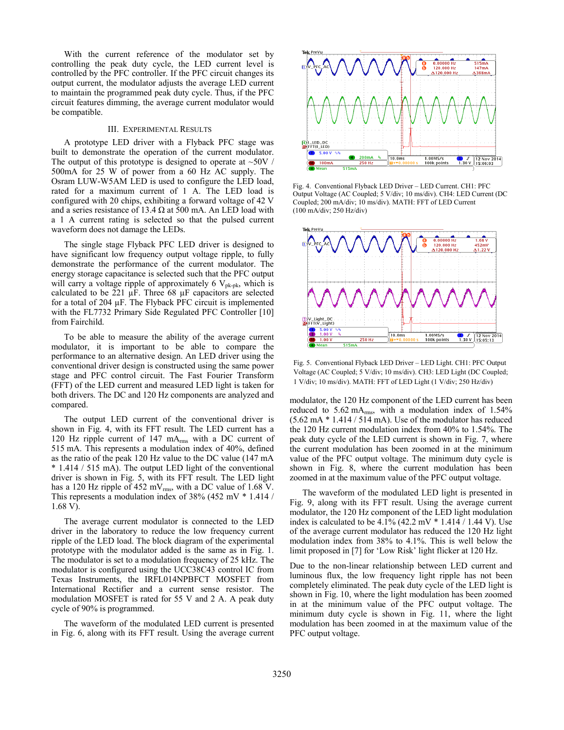With the current reference of the modulator set by controlling the peak duty cycle, the LED current level is controlled by the PFC controller. If the PFC circuit changes its output current, the modulator adjusts the average LED current to maintain the programmed peak duty cycle. Thus, if the PFC circuit features dimming, the average current modulator would be compatible.

## III. Experimental Results

A prototype LED driver with a Flyback PFC stage was built to demonstrate the operation of the current modulator. The output of this prototype is designed to operate at ~50V / 500mA for 25 W of power from a 60 Hz AC supply. The Osram LUW-W5AM LED is used to configure the LED load, rated for a maximum current of 1 A. The LED load is configured with 20 chips, exhibiting a forward voltage of 42 V and a series resistance of 13.4 Ω at 500 mA. An LED load with a 1 A current rating is selected so that the pulsed current waveform does not damage the LEDs.

The single stage Flyback PFC LED driver is designed to have significant low frequency output voltage ripple, to fully demonstrate the performance of the current modulator. The energy storage capacitance is selected such that the PFC output will carry a voltage ripple of approximately 6 $V_{pk\text{-}pk}$, which is calculated to be 221 µF. Three 68 µF capacitors are selected for a total of 204 µF. The Flyback PFC circuit is implemented with the FL7732 Primary Side Regulated PFC Controller [10] from Fairchild.

To be able to measure the ability of the average current modulator, it is important to be able to compare the performance to an alternative design. An LED driver using the conventional driver design is constructed using the same power stage and PFC control circuit. The Fast Fourier Transform (FFT) of the LED current and measured LED light is taken for both drivers. The DC and 120 Hz components are analyzed and compared.

The output LED current of the conventional driver is shown in Fig. 4, with its FFT result. The LED current has a 120 Hz ripple current of 147 $mA_{rms}$ with a DC current of 515 mA. This represents a modulation index of 40%, defined as the ratio of the peak 120 Hz value to the DC value (147 mA * 1.414 / 515 mA). The output LED light of the conventional driver is shown in Fig. 5, with its FFT result. The LED light has a 120 Hz ripple of 452 $mV_{rms}$, with a DC value of 1.68 V. This represents a modulation index of 38% (452 mV * 1.414 / 1.68 V).

The average current modulator is connected to the LED driver in the laboratory to reduce the low frequency current ripple of the LED load. The block diagram of the experimental prototype with the modulator added is the same as in Fig. 1. The modulator is set to a modulation frequency of 25 kHz. The modulator is configured using the UCC38C43 control IC from Texas Instruments, the IRFL014NPBFCT MOSFET from International Rectifier and a current sense resistor. The modulation MOSFET is rated for 55 V and 2 A. A peak duty cycle of 90% is programmed.

The waveform of the modulated LED current is presented in Fig. 6, along with its FFT result. Using the average current modulator, the 120 Hz component of the LED current has been reduced to 5.62 $mA_{rms}$, with a modulation index of 1.54% (5.62 mA * 1.414 / 514 mA). Use of the modulator has reduced the 120 Hz current modulation index from 40% to 1.54%. The peak duty cycle of the LED current is shown in Fig. 7, where the current modulation has been zoomed in at the minimum value of the PFC output voltage. The minimum duty cycle is shown in Fig. 8, where the current modulation has been zoomed in at the maximum value of the PFC output voltage.

Fig. 4. Conventional Flyback LED Driver – LED Current. CH1: PFC Output Voltage (AC Coupled; 5 V/div; 10 ms/div). CH4: LED Current (DC Coupled; 200 mA/div; 10 ms/div). MATH: FFT of LED Current (100 mA/div; 250 Hz/div)

Fig. 5. Conventional Flyback LED Driver – LED Light. CH1: PFC Output Voltage (AC Coupled; 5 V/div; 10 ms/div). CH3: LED Light (DC Coupled; 1 V/div; 10 ms/div). MATH: FFT of LED Light (1 V/div; 250 Hz/div)

The waveform of the modulated LED light is presented in Fig. 9, along with its FFT result. Using the average current modulator, the 120 Hz component of the LED light modulation index is calculated to be 4.1% (42.2 mV * 1.414 / 1.44 V). Use of the average current modulator has reduced the 120 Hz light modulation index from 38% to 4.1%. This is well below the limit proposed in [7] for 'Low Risk' light flicker at 120 Hz.

Due to the non-linear relationship between LED current and luminous flux, the low frequency light ripple has not been completely eliminated. The peak duty cycle of the LED light is shown in Fig. 10, where the light modulation has been zoomed in at the minimum value of the PFC output voltage. The minimum duty cycle is shown in Fig. 11, where the light modulation has been zoomed in at the maximum value of the PFC output voltage.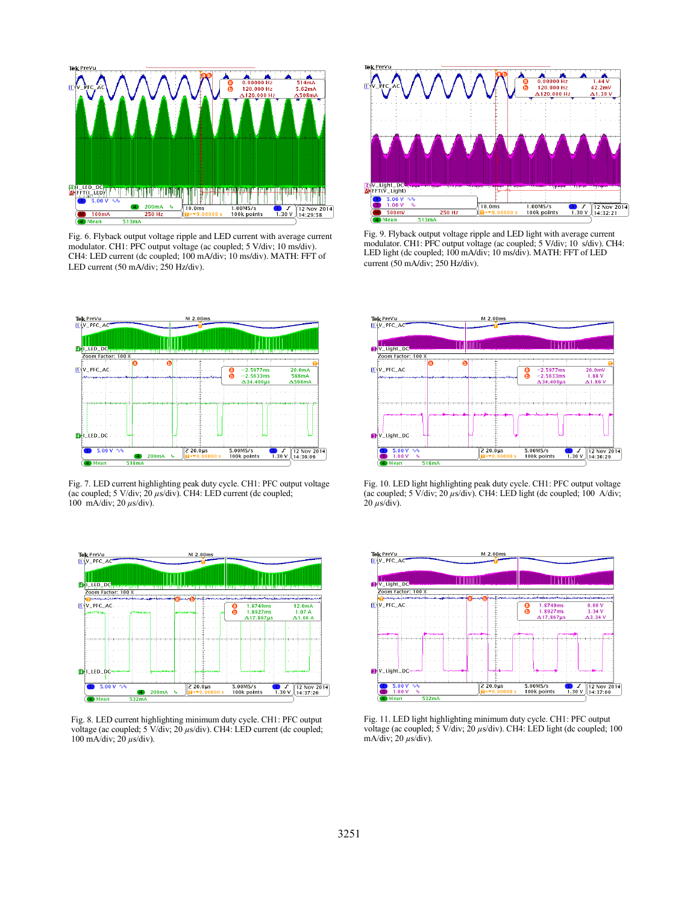Fig. 6. Flyback output voltage ripple and LED current with average current modulator. CH1: PFC output voltage (ac coupled; 5 V/div; 10 ms/div). CH4: LED current (dc coupled; 100 mA/div; 10 ms/div). MATH: FFT of LED current (50 mA/div; 250 Hz/div).

Fig. 9. Flyback output voltage ripple and LED light with average current modulator. CH1: PFC output voltage (ac coupled; 5 V/div; 10 s/div). CH4: LED light (dc coupled; 100 mA/div; 10 ms/div). MATH: FFT of LED current (50 mA/div; 250 Hz/div).

Fig. 7. LED current highlighting peak duty cycle. CH1: PFC output voltage (ac coupled; 5 V/div; 20 $\mu$s/div). CH4: LED current (dc coupled; 100 mA/div; 20 $\mu$s/div).

Fig. 10. LED light highlighting peak duty cycle. CH1: PFC output voltage (ac coupled; 5 V/div; 20 $\mu$s/div). CH4: LED light (dc coupled; 100 A/div; 20 $\mu$s/div).

Fig. 8. LED current highlighting minimum duty cycle. CH1: PFC output voltage (ac coupled; 5 V/div; 20 $\mu$s/div). CH4: LED current (dc coupled; 100 mA/div; 20 $\mu$s/div).

Fig. 11. LED light highlighting minimum duty cycle. CH1: PFC output voltage (ac coupled; 5 V/div; 20 $\mu$s/div). CH4: LED light (dc coupled; 100 mA/div; 20 $\mu$s/div).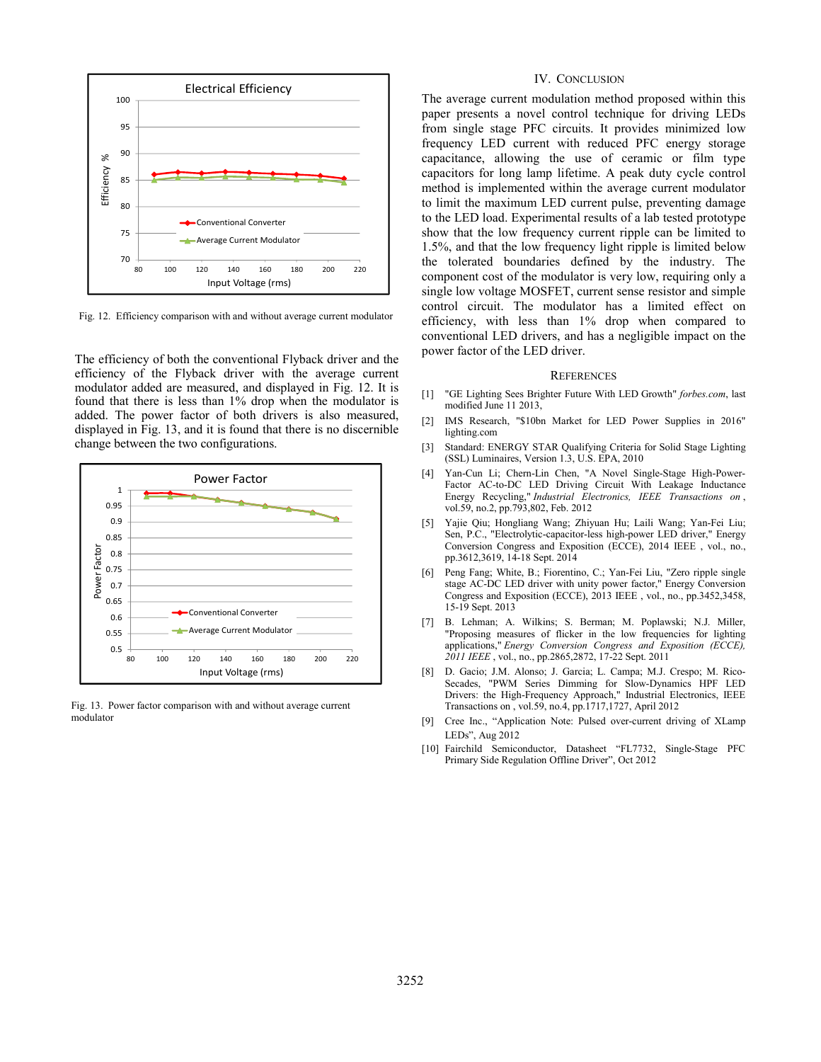Electrical Efficiency

100
95
90
85
80
75
70

Efficiency %

80 100 120 140 160 180 200 220

Input Voltage (rms)

Conventional Converter

Average Current Modulator

Fig. 12. Efficiency comparison with and without average current modulator

The efficiency of both the conventional Flyback driver and the efficiency of the Flyback driver with the average current modulator added are measured, and displayed in Fig. 12. It is found that there is less than 1% drop when the modulator is added. The power factor of both drivers is also measured, displayed in Fig. 13, and it is found that there is no discernible change between the two configurations.

Power Factor

1
0.95
0.9
0.85
0.8
0.75
0.7
0.65
0.6
0.55
0.5

Power Factor

80 100 120 140 160 180 200 220

Input Voltage (rms)

Conventional Converter

Average Current Modulator

Fig. 13. Power factor comparison with and without average current modulator

## IV. Conclusion

The average current modulation method proposed within this paper presents a novel control technique for driving LEDs from single stage PFC circuits. It provides minimized low frequency LED current with reduced PFC energy storage capacitance, allowing the use of ceramic or film type capacitors for long lamp lifetime. A peak duty cycle control method is implemented within the average current modulator to limit the maximum LED current pulse, preventing damage to the LED load. Experimental results of a lab tested prototype show that the low frequency current ripple can be limited to 1.5%, and that the low frequency light ripple is limited below the tolerated boundaries defined by the industry. The component cost of the modulator is very low, requiring only a single low voltage MOSFET, current sense resistor and simple control circuit. The modulator has a limited effect on efficiency, with less than 1% drop when compared to conventional LED drivers, and has a negligible impact on the power factor of the LED driver.

## References

[1] "GE Lighting Sees Brighter Future With LED Growth" *forbes.com*, last modified June 11 2013,

[2] IMS Research, "$10bn Market for LED Power Supplies in 2016" lighting.com

[3] Standard: ENERGY STAR Qualifying Criteria for Solid Stage Lighting (SSL) Luminaires, Version 1.3, U.S. EPA, 2010

[4] Yan-Cun Li; Chern-Lin Chen, "A Novel Single-Stage High-Power-Factor AC-to-DC LED Driving Circuit With Leakage Inductance Energy Recycling," *Industrial Electronics, IEEE Transactions on*, vol.59, no.2, pp.793,802, Feb. 2012

[5] Yajie Qiu; Hongliang Wang; Zhiyuan Hu; Laili Wang; Yan-Fei Liu; Sen, P.C., "Electrolytic-capacitor-less high-power LED driver," Energy Conversion Congress and Exposition (ECCE), 2014 IEEE , vol., no., pp.3612,3619, 14-18 Sept. 2014

[6] Peng Fang; White, B.; Fiorentino, C.; Yan-Fei Liu, "Zero ripple single stage AC-DC LED driver with unity power factor," Energy Conversion Congress and Exposition (ECCE), 2013 IEEE , vol., no., pp.3452,3458, 15-19 Sept. 2013

[7] B. Lehman; A. Wilkins; S. Berman; M. Poplawski; N.J. Miller, "Proposing measures of flicker in the low frequencies for lighting applications," *Energy Conversion Congress and Exposition (ECCE), 2011 IEEE* , vol., no., pp.2865,2872, 17-22 Sept. 2011

[8] D. Gacio; J.M. Alonso; J. Garcia; L. Campa; M.J. Crespo; M. Rico-Secades, "PWM Series Dimming for Slow-Dynamics HPF LED Drivers: the High-Frequency Approach," Industrial Electronics, IEEE Transactions on , vol.59, no.4, pp.1717,1727, April 2012

[9] Cree Inc., "Application Note: Pulsed over-current driving of XLamp LEDs", Aug 2012

[10] Fairchild Semiconductor, Datasheet "FL7732, Single-Stage PFC Primary Side Regulation Offline Driver", Oct 2012